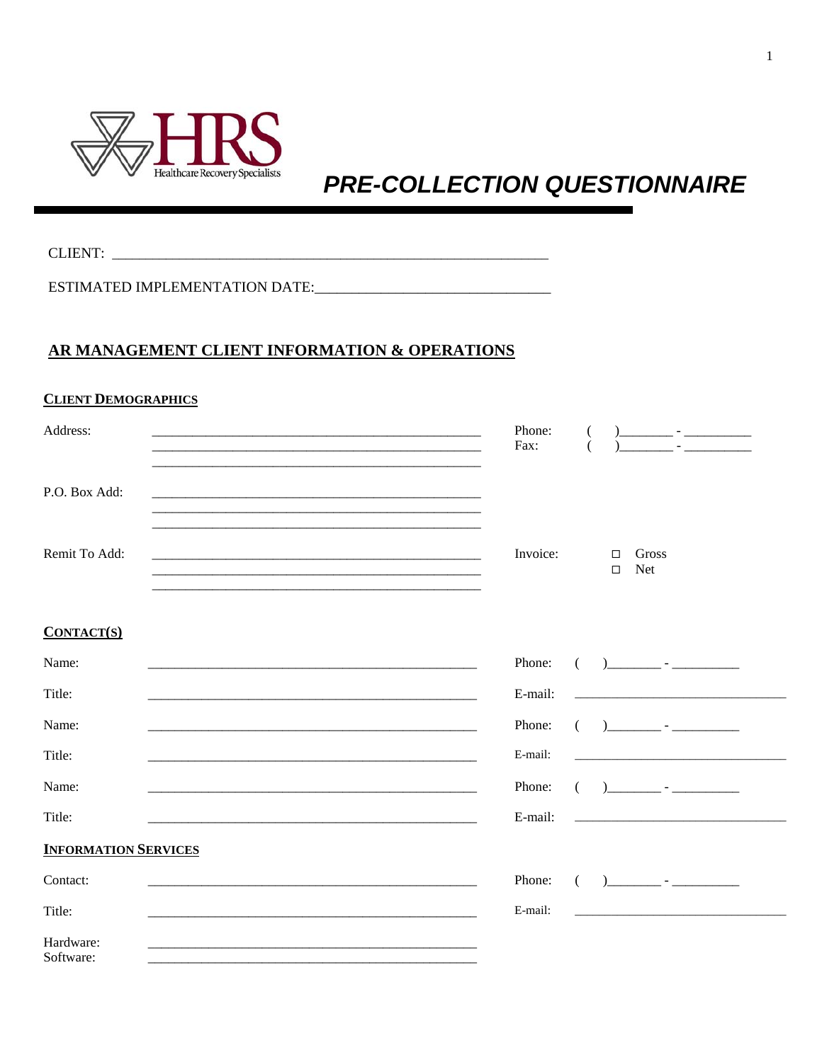HRS Healthcare Recovery Specialists

# PRE-COLLECTION QUESTIONNAIRE

CLIENT: ____________________________________________________________

ESTIMATED IMPLEMENTATION DATE:_______________________________

## AR MANAGEMENT CLIENT INFORMATION & OPERATIONS

### CLIENT DEMOGRAPHICS

Address: ______________________________________________

______________________________________________

______________________________________________

Phone: ( )________ - __________

Fax: ( )________ - __________

P.O. Box Add: ______________________________________________

______________________________________________

______________________________________________

Remit To Add: ______________________________________________

______________________________________________

______________________________________________

Invoice:
- ☐ Gross
- ☐ Net

### CONTACT(S)

Name: ______________________________________________ Phone: ( )________ - __________

Title: ______________________________________________ E-mail: ______________________________

Name: ______________________________________________ Phone: ( )________ - __________

Title: ______________________________________________ E-mail: ______________________________

Name: ______________________________________________ Phone: ( )________ - __________

Title: ______________________________________________ E-mail: ______________________________

### INFORMATION SERVICES

Contact: ______________________________________________ Phone: ( )________ - __________

Title: ______________________________________________ E-mail: ______________________________

Hardware: ______________________________________________

Software: ______________________________________________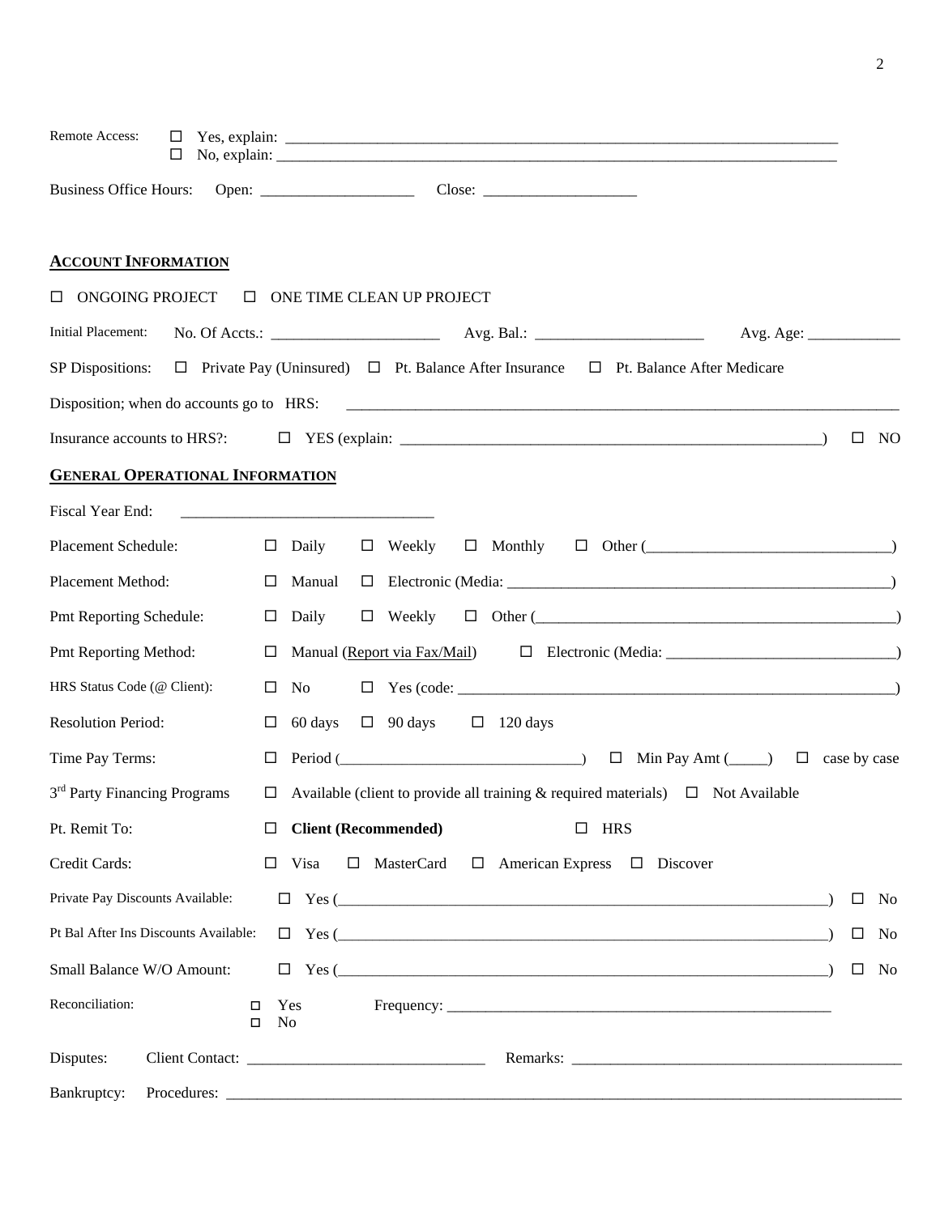Remote Access: ☐ Yes, explain: ___________________________________________________________________________
☐ No, explain: ___________________________________________________________________________

Business Office Hours: Open: ____________________ Close: ____________________

## ACCOUNT INFORMATION

☐ ONGOING PROJECT ☐ ONE TIME CLEAN UP PROJECT

Initial Placement: No. Of Accts.: ______________________ Avg. Bal.: ______________________ Avg. Age: ____________

SP Dispositions: ☐ Private Pay (Uninsured) ☐ Pt. Balance After Insurance ☐ Pt. Balance After Medicare

Disposition; when do accounts go to HRS: ___________________________________________________________________________

Insurance accounts to HRS?: ☐ YES (explain: ________________________________________________________) ☐ NO

## GENERAL OPERATIONAL INFORMATION

Fiscal Year End: ________________________________

Placement Schedule: ☐ Daily ☐ Weekly ☐ Monthly ☐ Other (________________________________)

Placement Method: ☐ Manual ☐ Electronic (Media: ____________________________________________________)

Pmt Reporting Schedule: ☐ Daily ☐ Weekly ☐ Other (_________________________________________________)

Pmt Reporting Method: ☐ Manual (Report via Fax/Mail) ☐ Electronic (Media: ______________________________)

HRS Status Code (@ Client): ☐ No ☐ Yes (code: ___________________________________________________________)

Resolution Period: ☐ 60 days ☐ 90 days ☐ 120 days

Time Pay Terms: ☐ Period (________________________________) ☐ Min Pay Amt (_____) ☐ case by case

3rd Party Financing Programs ☐ Available (client to provide all training & required materials) ☐ Not Available

Pt. Remit To: ☐ **Client (Recommended)** ☐ HRS

Credit Cards: ☐ Visa ☐ MasterCard ☐ American Express ☐ Discover

Private Pay Discounts Available: ☐ Yes (_________________________________________________________________) ☐ No

Pt Bal After Ins Discounts Available: ☐ Yes (_________________________________________________________________) ☐ No

Small Balance W/O Amount: ☐ Yes (_________________________________________________________________) ☐ No

Reconciliation: ☐ Yes
☐ No
Frequency: ______________________________________________________

Disputes: Client Contact: ______________________________ Remarks: ____________________________________________

Bankruptcy: Procedures: _______________________________________________________________________________________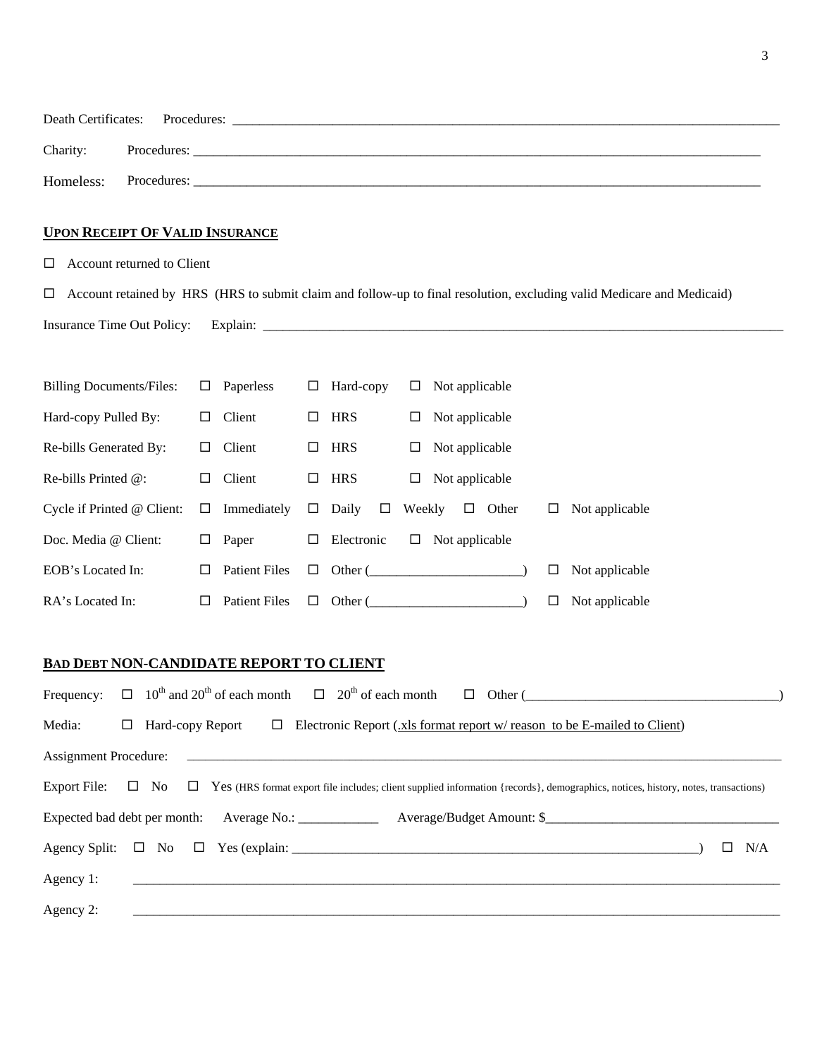Death Certificates: Procedures: ___________________________________________________________________________

Charity: Procedures: ___________________________________________________________________________

Homeless: Procedures: ___________________________________________________________________________

## UPON RECEIPT OF VALID INSURANCE

☐ Account returned to Client

☐ Account retained by HRS (HRS to submit claim and follow-up to final resolution, excluding valid Medicare and Medicaid)

Insurance Time Out Policy: Explain: ___________________________________________________________________________

| | | | | | |
|---|---|---|---|---|---|
| Billing Documents/Files: | ☐ Paperless | ☐ Hard-copy | ☐ Not applicable | | |
| Hard-copy Pulled By: | ☐ Client | ☐ HRS | ☐ Not applicable | | |
| Re-bills Generated By: | ☐ Client | ☐ HRS | ☐ Not applicable | | |
| Re-bills Printed @: | ☐ Client | ☐ HRS | ☐ Not applicable | | |
| Cycle if Printed @ Client: | ☐ Immediately | ☐ Daily | ☐ Weekly | ☐ Other | ☐ Not applicable |
| Doc. Media @ Client: | ☐ Paper | ☐ Electronic | ☐ Not applicable | | |
| EOB's Located In: | ☐ Patient Files | ☐ Other (______________________) | | | ☐ Not applicable |
| RA's Located In: | ☐ Patient Files | ☐ Other (______________________) | | | ☐ Not applicable |

## BAD DEBT NON-CANDIDATE REPORT TO CLIENT

Frequency: ☐ 10th and 20th of each month ☐ 20th of each month ☐ Other (____________________________________)

Media: ☐ Hard-copy Report ☐ Electronic Report (.xls format report w/ reason to be E-mailed to Client)

Assignment Procedure: ___________________________________________________________________________

Export File: ☐ No ☐ Yes (HRS format export file includes; client supplied information {records}, demographics, notices, history, notes, transactions)

Expected bad debt per month: Average No.: ___________ Average/Budget Amount: $_________________________________

Agency Split: ☐ No ☐ Yes (explain: ______________________________________________________________) ☐ N/A

Agency 1: ___________________________________________________________________________

Agency 2: ___________________________________________________________________________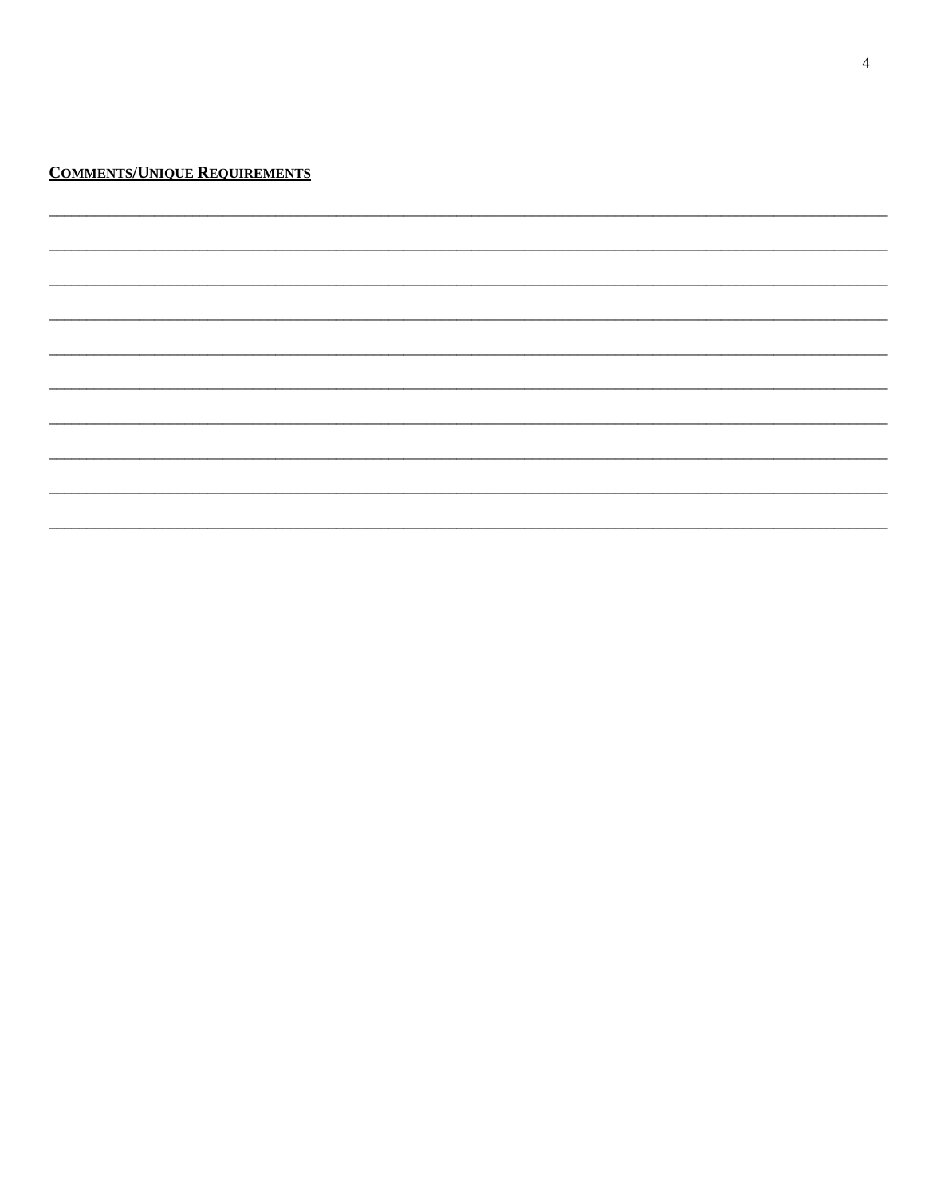**COMMENTS/UNIQUE REQUIREMENTS**

___________________________________________________________________________________________

___________________________________________________________________________________________

___________________________________________________________________________________________

___________________________________________________________________________________________

___________________________________________________________________________________________

___________________________________________________________________________________________

___________________________________________________________________________________________

___________________________________________________________________________________________

___________________________________________________________________________________________

___________________________________________________________________________________________